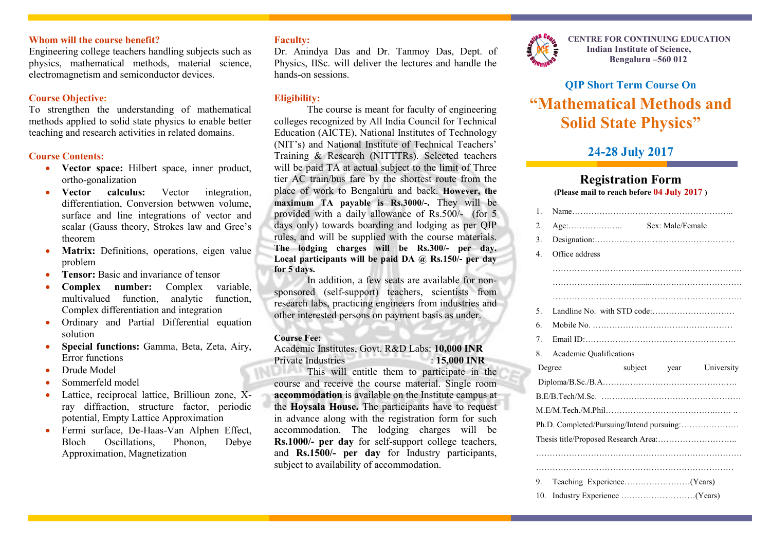### Whom will the course benefit?

Engineering college teachers handling subjects such as physics, mathematical methods, material science, electromagnetism and semiconductor devices.

### Course Objective:

To strengthen the understanding of mathematical methods applied to solid state physics to enable better teaching and research activities in related domains.

### Course Contents:

- **Vector space:** Hilbert space, inner product, ortho-gonalization
- **Vector calculus:** Vector integration, differentiation, Conversion betwwen volume, surface and line integrations of vector and scalar (Gauss theory, Strokes law and Gree's theorem
- **Matrix:** Definitions, operations, eigen value problem
- **Tensor:** Basic and invariance of tensor
- **Complex number:** Complex variable, multivalued function, analytic function, Complex differentiation and integration
- Ordinary and Partial Differential equation solution
- **Special functions:** Gamma, Beta, Zeta, Airy, Error functions
- Drude Model
- Sommerfeld model
- Lattice, reciprocal lattice, Brillioun zone, X-ray diffraction, structure factor, periodic potential, Empty Lattice Approximation
- Fermi surface, De-Haas-Van Alphen Effect, Bloch Oscillations, Phonon, Debye Approximation, Magnetization

### Faculty:

Dr. Anindya Das and Dr. Tanmoy Das, Dept. of Physics, IISc. will deliver the lectures and handle the hands-on sessions.

### Eligibility:

The course is meant for faculty of engineering colleges recognized by All India Council for Technical Education (AICTE), National Institutes of Technology (NIT's) and National Institute of Technical Teachers' Training & Research (NITTTRs). Selected teachers will be paid TA at actual subject to the limit of Three tier AC train/bus fare by the shortest route from the place of work to Bengaluru and back. **However, the maximum TA payable is Rs.3000/-.** They will be provided with a daily allowance of Rs.500/- (for 5 days only) towards boarding and lodging as per QIP rules, and will be supplied with the course materials. **The lodging charges will be Rs.300/- per day. Local participants will be paid DA @ Rs.150/- per day for 5 days.**

In addition, a few seats are available for non-sponsored (self-support) teachers, scientists from research labs, practicing engineers from industries and other interested persons on payment basis as under.

**Course Fee:**

Academic Institutes, Govt. R&D Labs: **10,000 INR**
Private Industries : **15,000 INR**

This will entitle them to participate in the course and receive the course material. Single room **accommodation** is available on the Institute campus at the **Hoysala House.** The participants have to request in advance along with the registration form for such accommodation. The lodging charges will be **Rs.1000/- per day** for self-support college teachers, and **Rs.1500/- per day** for Industry participants, subject to availability of accommodation.

**CENTRE FOR CONTINUING EDUCATION**
**Indian Institute of Science,**
**Bengaluru –560 012**

## QIP Short Term Course On

# "Mathematical Methods and Solid State Physics"

## 24-28 July 2017

## Registration Form

**(Please mail to reach before 04 July 2017 )**

1. Name…………………………………………………..
2. Age:……………….. Sex: Male/Female
3. Designation:……………………………………………
4. Office address
   ………………………………………………………………
   ………………………………………………………………
   ………………………………………………………………
5. Landline No. with STD code:…………………………
6. Mobile No. ……………………………………………
7. Email ID:…………………………………………………
8. Academic Qualifications

| Degree | subject | year | University |
|---|---|---|---|
| Diploma/B.Sc./B.A.…………………………………………… | | | |
| B.E/B.Tech/M.Sc. …………………………………………… | | | |
| M.E/M.Tech./M.Phil……………………………………… .. | | | |

Ph.D. Completed/Pursuing/Intend pursuing:…………………

Thesis title/Proposed Research Area:………………………..

………………………………………………………………

………………………………………………………………

9. Teaching Experience……………………(Years)
10. Industry Experience ………………………(Years)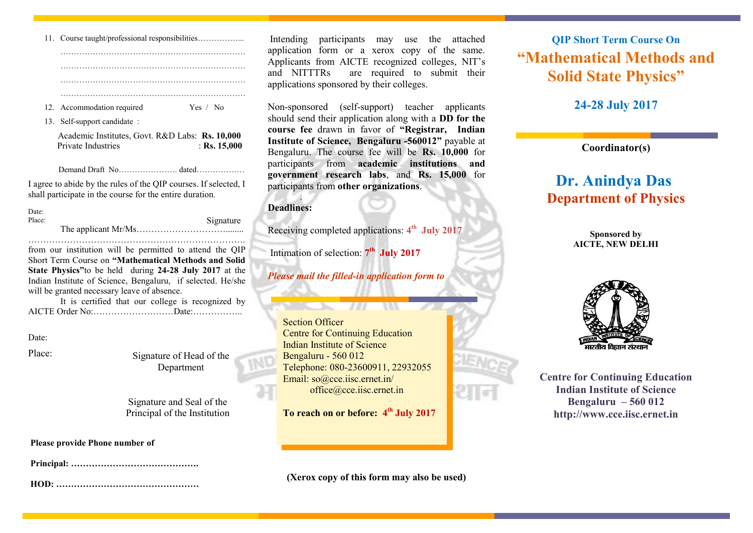11. Course taught/professional responsibilities……………...

………………………………………………………………

………………………………………………………………

………………………………………………………………

………………………………………………………………

12. Accommodation required Yes / No

13. Self-support candidate :

Academic Institutes, Govt. R&D Labs: **Rs. 10,000**
Private Industries : **Rs. 15,000**

Demand Draft No…………………. dated………………

I agree to abide by the rules of the QIP courses. If selected, I shall participate in the course for the entire duration.

Date:
Place: Signature

The applicant Mr/Ms…………………………........

……………………………………………………………….

from our institution will be permitted to attend the QIP Short Term Course on **"Mathematical Methods and Solid State Physics"** to be held during **24-28 July 2017** at the Indian Institute of Science, Bengaluru, if selected. He/she will be granted necessary leave of absence.

It is certified that our college is recognized by AICTE Order No:………………………Date:……………..

Date:

Place:

Signature of Head of the Department

Signature and Seal of the Principal of the Institution

**Please provide Phone number of**

**Principal: …………………………………….**

**HOD: …………………………………………**

Intending participants may use the attached application form or a xerox copy of the same. Applicants from AICTE recognized colleges, NIT's and NITTTRs are required to submit their applications sponsored by their colleges.

Non-sponsored (self-support) teacher applicants should send their application along with a **DD for the course fee** drawn in favor of **"Registrar, Indian Institute of Science, Bengaluru -560012"** payable at Bengaluru. The course fee will be **Rs. 10,000** for participants from **academic institutions and government research labs**, and **Rs. 15,000** for participants from **other organizations**.

**Deadlines:**

Receiving completed applications: **4th July 2017**

Intimation of selection: **7th July 2017**

***Please mail the filled-in application form to***

Section Officer
Centre for Continuing Education
Indian Institute of Science
Bengaluru - 560 012
Telephone: 080-23600911, 22932055
Email: so@cce.iisc.ernet.in/
office@cce.iisc.ernet.in

**To reach on or before: 4th July 2017**

**(Xerox copy of this form may also be used)**

## QIP Short Term Course On

# "Mathematical Methods and Solid State Physics"

## 24-28 July 2017

**Coordinator(s)**

## Dr. Anindya Das
## Department of Physics

**Sponsored by**
**AICTE, NEW DELHI**

**Centre for Continuing Education**
**Indian Institute of Science**
**Bengaluru – 560 012**
**http://www.cce.iisc.ernet.in**